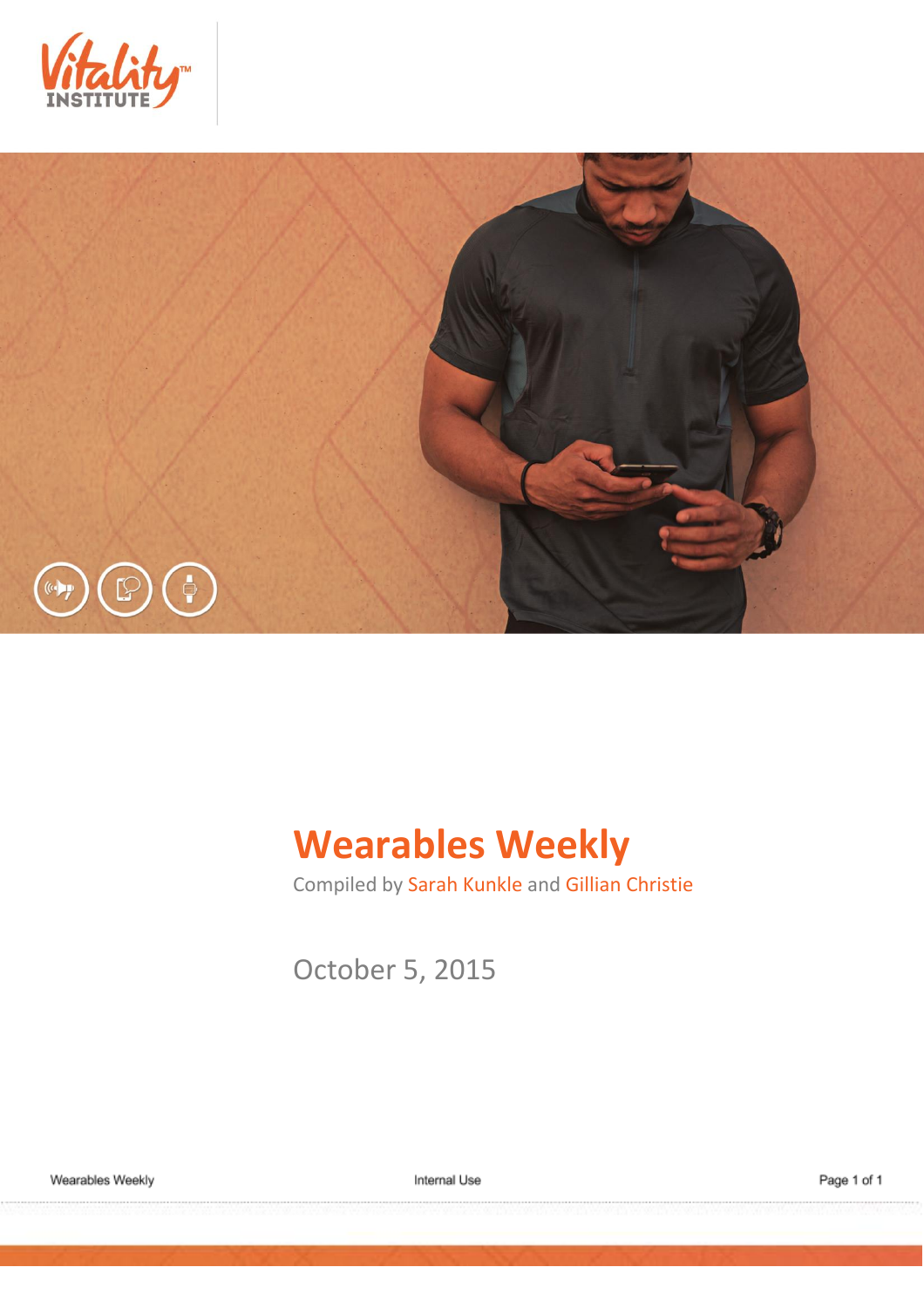Vitality™ INSTITUTE

# Wearables Weekly

Compiled by Sarah Kunkle and Gillian Christie

October 5, 2015

Wearables Weekly Internal Use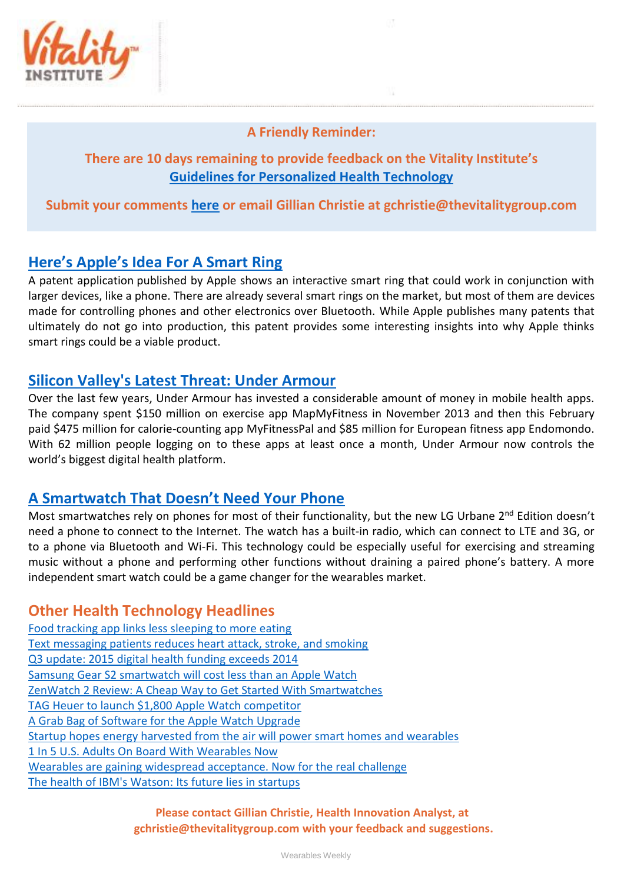**A Friendly Reminder:**

**There are 10 days remaining to provide feedback on the Vitality Institute's Guidelines for Personalized Health Technology**

**Submit your comments here or email Gillian Christie at gchristie@thevitalitygroup.com**

## Here's Apple's Idea For A Smart Ring

A patent application published by Apple shows an interactive smart ring that could work in conjunction with larger devices, like a phone. There are already several smart rings on the market, but most of them are devices made for controlling phones and other electronics over Bluetooth. While Apple publishes many patents that ultimately do not go into production, this patent provides some interesting insights into why Apple thinks smart rings could be a viable product.

## Silicon Valley's Latest Threat: Under Armour

Over the last few years, Under Armour has invested a considerable amount of money in mobile health apps. The company spent $150 million on exercise app MapMyFitness in November 2013 and then this February paid $475 million for calorie-counting app MyFitnessPal and $85 million for European fitness app Endomondo. With 62 million people logging on to these apps at least once a month, Under Armour now controls the world's biggest digital health platform.

## A Smartwatch That Doesn't Need Your Phone

Most smartwatches rely on phones for most of their functionality, but the new LG Urbane 2nd Edition doesn't need a phone to connect to the Internet. The watch has a built-in radio, which can connect to LTE and 3G, or to a phone via Bluetooth and Wi-Fi. This technology could be especially useful for exercising and streaming music without a phone and performing other functions without draining a paired phone's battery. A more independent smart watch could be a game changer for the wearables market.

## Other Health Technology Headlines

Food tracking app links less sleeping to more eating
Text messaging patients reduces heart attack, stroke, and smoking
Q3 update: 2015 digital health funding exceeds 2014
Samsung Gear S2 smartwatch will cost less than an Apple Watch
ZenWatch 2 Review: A Cheap Way to Get Started With Smartwatches
TAG Heuer to launch $1,800 Apple Watch competitor
A Grab Bag of Software for the Apple Watch Upgrade
Startup hopes energy harvested from the air will power smart homes and wearables
1 In 5 U.S. Adults On Board With Wearables Now
Wearables are gaining widespread acceptance. Now for the real challenge
The health of IBM's Watson: Its future lies in startups

**Please contact Gillian Christie, Health Innovation Analyst, at gchristie@thevitalitygroup.com with your feedback and suggestions.**